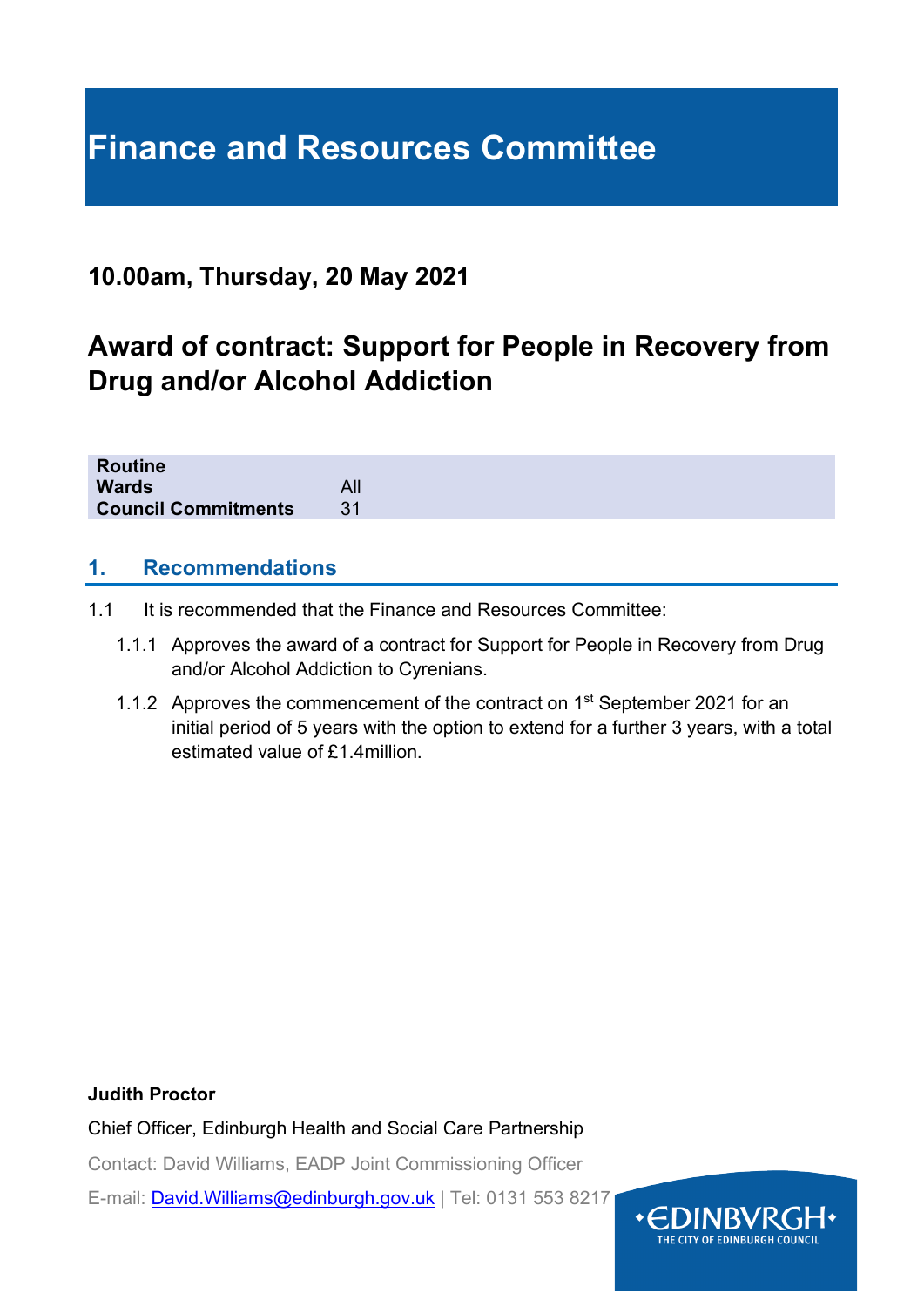# Finance and Resources Committee

## 10.00am, Thursday, 20 May 2021

## Award of contract: Support for People in Recovery from Drug and/or Alcohol Addiction

| **Routine** | |
|---|---|
| **Wards** | All |
| **Council Commitments** | 31 |

## 1. Recommendations

1.1 It is recommended that the Finance and Resources Committee:

1.1.1 Approves the award of a contract for Support for People in Recovery from Drug and/or Alcohol Addiction to Cyrenians.

1.1.2 Approves the commencement of the contract on 1st September 2021 for an initial period of 5 years with the option to extend for a further 3 years, with a total estimated value of £1.4million.

**Judith Proctor**

Chief Officer, Edinburgh Health and Social Care Partnership

Contact: David Williams, EADP Joint Commissioning Officer

E-mail: David.Williams@edinburgh.gov.uk | Tel: 0131 553 8217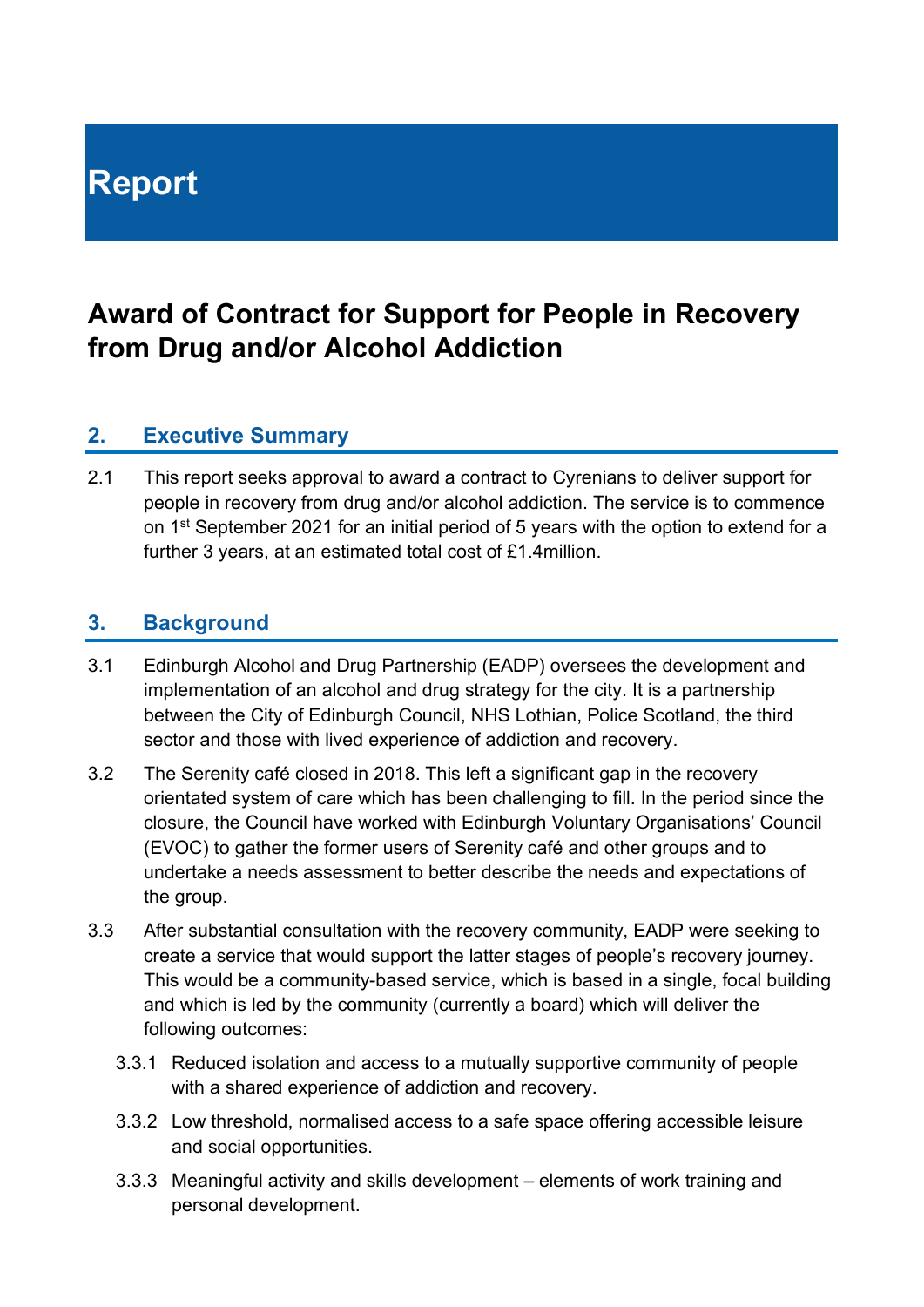# Report

## Award of Contract for Support for People in Recovery from Drug and/or Alcohol Addiction

### 2. Executive Summary

2.1 This report seeks approval to award a contract to Cyrenians to deliver support for people in recovery from drug and/or alcohol addiction. The service is to commence on 1st September 2021 for an initial period of 5 years with the option to extend for a further 3 years, at an estimated total cost of £1.4million.

### 3. Background

3.1 Edinburgh Alcohol and Drug Partnership (EADP) oversees the development and implementation of an alcohol and drug strategy for the city. It is a partnership between the City of Edinburgh Council, NHS Lothian, Police Scotland, the third sector and those with lived experience of addiction and recovery.

3.2 The Serenity café closed in 2018. This left a significant gap in the recovery orientated system of care which has been challenging to fill. In the period since the closure, the Council have worked with Edinburgh Voluntary Organisations' Council (EVOC) to gather the former users of Serenity café and other groups and to undertake a needs assessment to better describe the needs and expectations of the group.

3.3 After substantial consultation with the recovery community, EADP were seeking to create a service that would support the latter stages of people's recovery journey. This would be a community-based service, which is based in a single, focal building and which is led by the community (currently a board) which will deliver the following outcomes:

3.3.1 Reduced isolation and access to a mutually supportive community of people with a shared experience of addiction and recovery.

3.3.2 Low threshold, normalised access to a safe space offering accessible leisure and social opportunities.

3.3.3 Meaningful activity and skills development – elements of work training and personal development.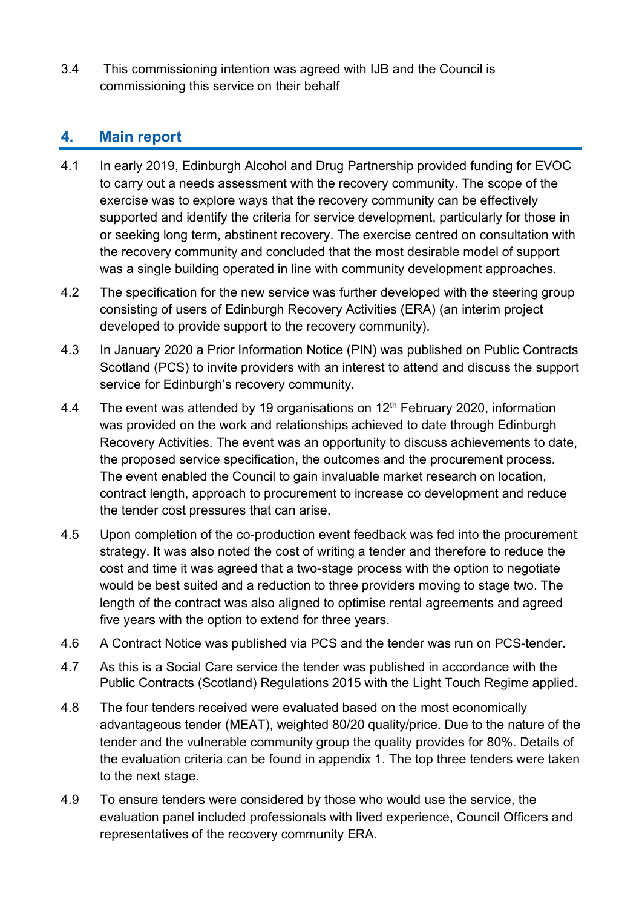3.4 This commissioning intention was agreed with IJB and the Council is commissioning this service on their behalf

## 4. Main report

4.1 In early 2019, Edinburgh Alcohol and Drug Partnership provided funding for EVOC to carry out a needs assessment with the recovery community. The scope of the exercise was to explore ways that the recovery community can be effectively supported and identify the criteria for service development, particularly for those in or seeking long term, abstinent recovery. The exercise centred on consultation with the recovery community and concluded that the most desirable model of support was a single building operated in line with community development approaches.

4.2 The specification for the new service was further developed with the steering group consisting of users of Edinburgh Recovery Activities (ERA) (an interim project developed to provide support to the recovery community).

4.3 In January 2020 a Prior Information Notice (PIN) was published on Public Contracts Scotland (PCS) to invite providers with an interest to attend and discuss the support service for Edinburgh's recovery community.

4.4 The event was attended by 19 organisations on 12th February 2020, information was provided on the work and relationships achieved to date through Edinburgh Recovery Activities. The event was an opportunity to discuss achievements to date, the proposed service specification, the outcomes and the procurement process. The event enabled the Council to gain invaluable market research on location, contract length, approach to procurement to increase co development and reduce the tender cost pressures that can arise.

4.5 Upon completion of the co-production event feedback was fed into the procurement strategy. It was also noted the cost of writing a tender and therefore to reduce the cost and time it was agreed that a two-stage process with the option to negotiate would be best suited and a reduction to three providers moving to stage two. The length of the contract was also aligned to optimise rental agreements and agreed five years with the option to extend for three years.

4.6 A Contract Notice was published via PCS and the tender was run on PCS-tender.

4.7 As this is a Social Care service the tender was published in accordance with the Public Contracts (Scotland) Regulations 2015 with the Light Touch Regime applied.

4.8 The four tenders received were evaluated based on the most economically advantageous tender (MEAT), weighted 80/20 quality/price. Due to the nature of the tender and the vulnerable community group the quality provides for 80%. Details of the evaluation criteria can be found in appendix 1. The top three tenders were taken to the next stage.

4.9 To ensure tenders were considered by those who would use the service, the evaluation panel included professionals with lived experience, Council Officers and representatives of the recovery community ERA.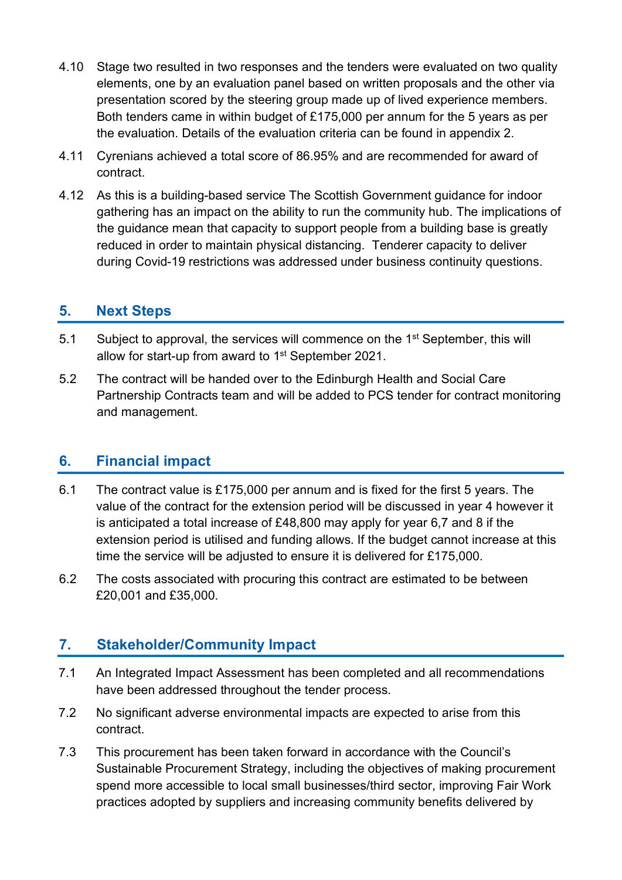4.10 Stage two resulted in two responses and the tenders were evaluated on two quality elements, one by an evaluation panel based on written proposals and the other via presentation scored by the steering group made up of lived experience members. Both tenders came in within budget of £175,000 per annum for the 5 years as per the evaluation. Details of the evaluation criteria can be found in appendix 2.

4.11 Cyrenians achieved a total score of 86.95% and are recommended for award of contract.

4.12 As this is a building-based service The Scottish Government guidance for indoor gathering has an impact on the ability to run the community hub. The implications of the guidance mean that capacity to support people from a building base is greatly reduced in order to maintain physical distancing. Tenderer capacity to deliver during Covid-19 restrictions was addressed under business continuity questions.

## 5. Next Steps

5.1 Subject to approval, the services will commence on the 1st September, this will allow for start-up from award to 1st September 2021.

5.2 The contract will be handed over to the Edinburgh Health and Social Care Partnership Contracts team and will be added to PCS tender for contract monitoring and management.

## 6. Financial impact

6.1 The contract value is £175,000 per annum and is fixed for the first 5 years. The value of the contract for the extension period will be discussed in year 4 however it is anticipated a total increase of £48,800 may apply for year 6,7 and 8 if the extension period is utilised and funding allows. If the budget cannot increase at this time the service will be adjusted to ensure it is delivered for £175,000.

6.2 The costs associated with procuring this contract are estimated to be between £20,001 and £35,000.

## 7. Stakeholder/Community Impact

7.1 An Integrated Impact Assessment has been completed and all recommendations have been addressed throughout the tender process.

7.2 No significant adverse environmental impacts are expected to arise from this contract.

7.3 This procurement has been taken forward in accordance with the Council's Sustainable Procurement Strategy, including the objectives of making procurement spend more accessible to local small businesses/third sector, improving Fair Work practices adopted by suppliers and increasing community benefits delivered by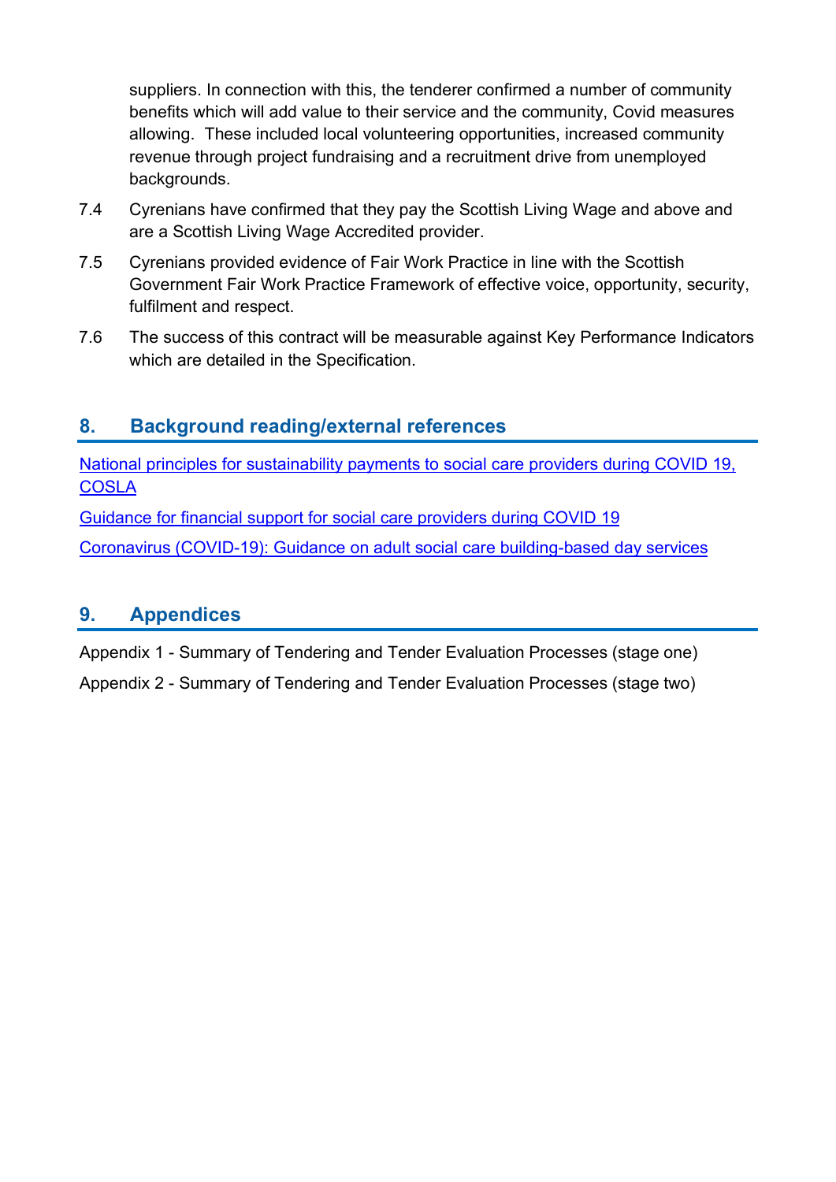suppliers. In connection with this, the tenderer confirmed a number of community benefits which will add value to their service and the community, Covid measures allowing. These included local volunteering opportunities, increased community revenue through project fundraising and a recruitment drive from unemployed backgrounds.

7.4 Cyrenians have confirmed that they pay the Scottish Living Wage and above and are a Scottish Living Wage Accredited provider.

7.5 Cyrenians provided evidence of Fair Work Practice in line with the Scottish Government Fair Work Practice Framework of effective voice, opportunity, security, fulfilment and respect.

7.6 The success of this contract will be measurable against Key Performance Indicators which are detailed in the Specification.

## 8. Background reading/external references

National principles for sustainability payments to social care providers during COVID 19, COSLA

Guidance for financial support for social care providers during COVID 19

Coronavirus (COVID-19): Guidance on adult social care building-based day services

## 9. Appendices

Appendix 1 - Summary of Tendering and Tender Evaluation Processes (stage one)

Appendix 2 - Summary of Tendering and Tender Evaluation Processes (stage two)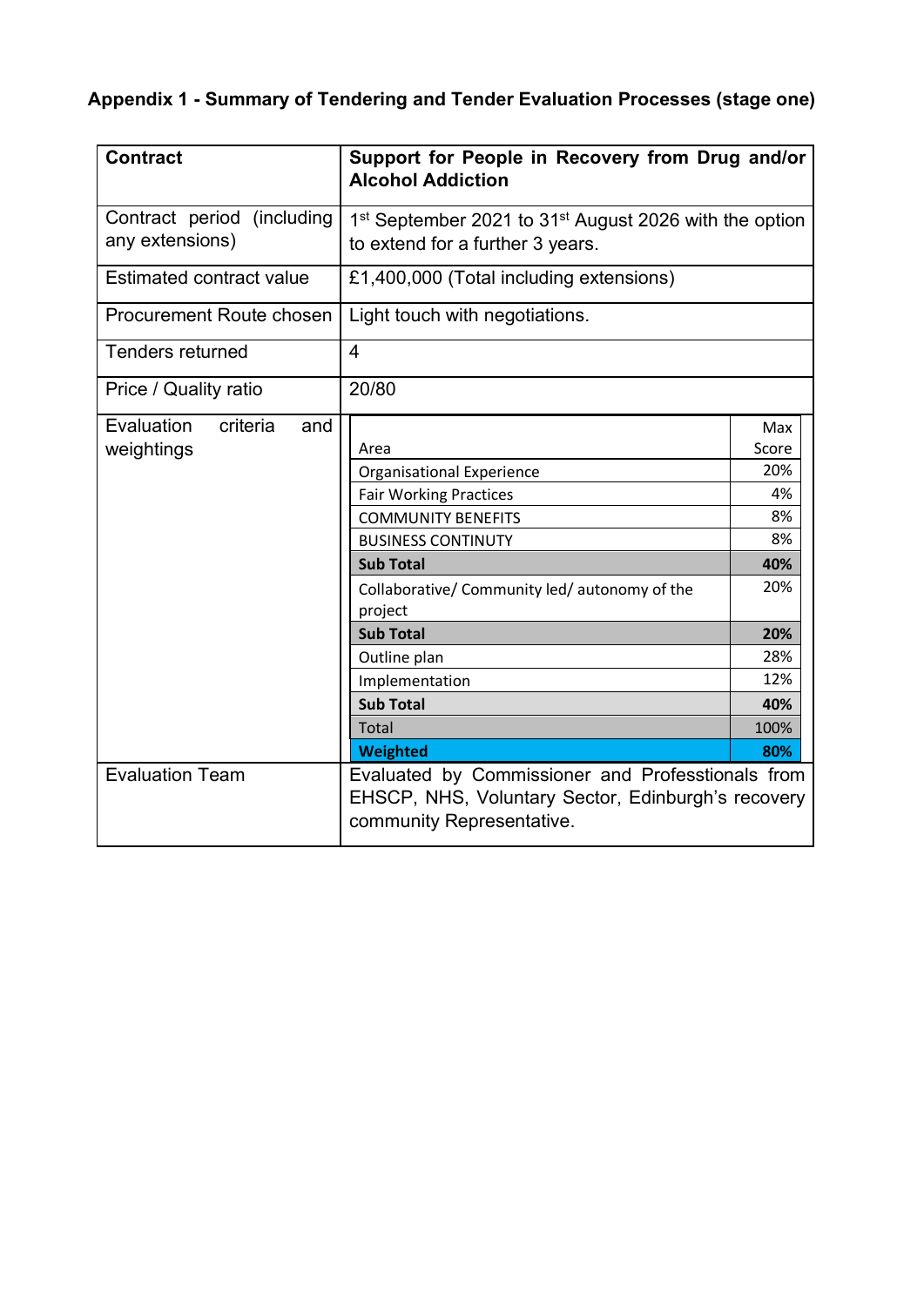**Appendix 1 - Summary of Tendering and Tender Evaluation Processes (stage one)**

| **Contract** | **Support for People in Recovery from Drug and/or Alcohol Addiction** |
|---|---|
| Contract period (including any extensions) | 1st September 2021 to 31st August 2026 with the option to extend for a further 3 years. |
| Estimated contract value | £1,400,000 (Total including extensions) |
| Procurement Route chosen | Light touch with negotiations. |
| Tenders returned | 4 |
| Price / Quality ratio | 20/80 |
| Evaluation criteria and weightings | See table below |
| Evaluation Team | Evaluated by Commissioner and Professtionals from EHSCP, NHS, Voluntary Sector, Edinburgh's recovery community Representative. |

| Area | Max Score |
|---|---|
| Organisational Experience | 20% |
| Fair Working Practices | 4% |
| COMMUNITY BENEFITS | 8% |
| BUSINESS CONTINUTY | 8% |
| **Sub Total** | **40%** |
| Collaborative/ Community led/ autonomy of the project | 20% |
| **Sub Total** | **20%** |
| Outline plan | 28% |
| Implementation | 12% |
| **Sub Total** | **40%** |
| Total | 100% |
| **Weighted** | **80%** |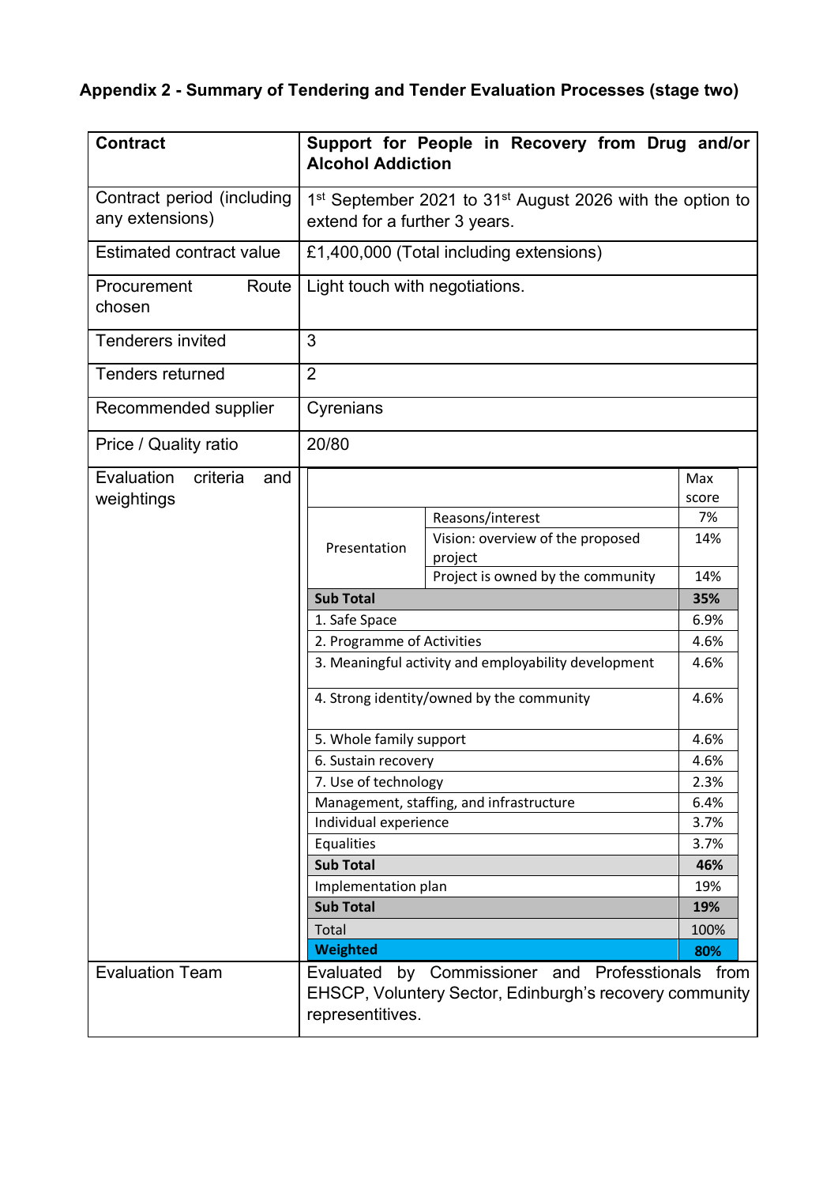**Appendix 2 - Summary of Tendering and Tender Evaluation Processes (stage two)**

| | |
|---|---|
| **Contract** | **Support for People in Recovery from Drug and/or Alcohol Addiction** |
| Contract period (including any extensions) | 1st September 2021 to 31st August 2026 with the option to extend for a further 3 years. |
| Estimated contract value | £1,400,000 (Total including extensions) |
| Procurement Route chosen | Light touch with negotiations. |
| Tenderers invited | 3 |
| Tenders returned | 2 |
| Recommended supplier | Cyrenians |
| Price / Quality ratio | 20/80 |
| Evaluation criteria and weightings | (see table below) |
| Evaluation Team | Evaluated by Commissioner and Professtionals from EHSCP, Voluntery Sector, Edinburgh's recovery community representitives. |

| | | Max score |
|---|---|---|
| Presentation | Reasons/interest | 7% |
| | Vision: overview of the proposed project | 14% |
| | Project is owned by the community | 14% |
| **Sub Total** | | **35%** |
| 1. Safe Space | | 6.9% |
| 2. Programme of Activities | | 4.6% |
| 3. Meaningful activity and employability development | | 4.6% |
| 4. Strong identity/owned by the community | | 4.6% |
| 5. Whole family support | | 4.6% |
| 6. Sustain recovery | | 4.6% |
| 7. Use of technology | | 2.3% |
| Management, staffing, and infrastructure | | 6.4% |
| Individual experience | | 3.7% |
| Equalities | | 3.7% |
| **Sub Total** | | **46%** |
| Implementation plan | | 19% |
| **Sub Total** | | **19%** |
| Total | | 100% |
| **Weighted** | | **80%** |